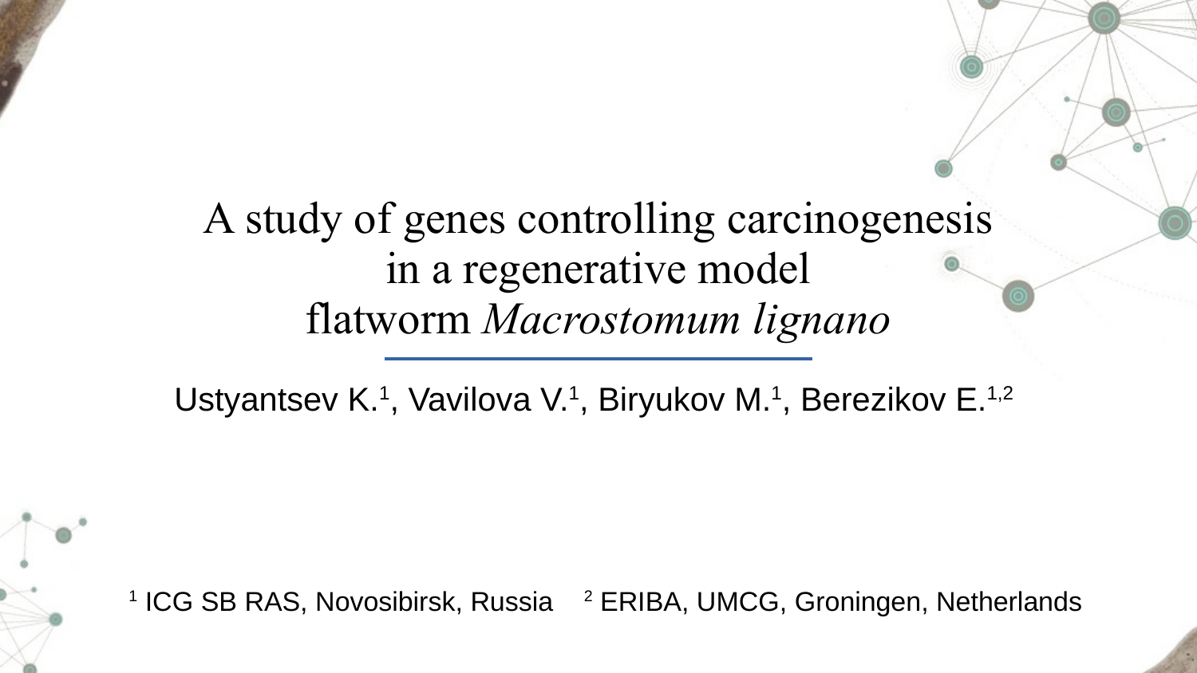# A study of genes controlling carcinogenesis in a regenerative model flatworm *Macrostomum lignano*

Ustyantsev K.[1], Vavilova V.[1], Biryukov M.[1], Berezikov E.[1,2]

[1] ICG SB RAS, Novosibirsk, Russia [2] ERIBA, UMCG, Groningen, Netherlands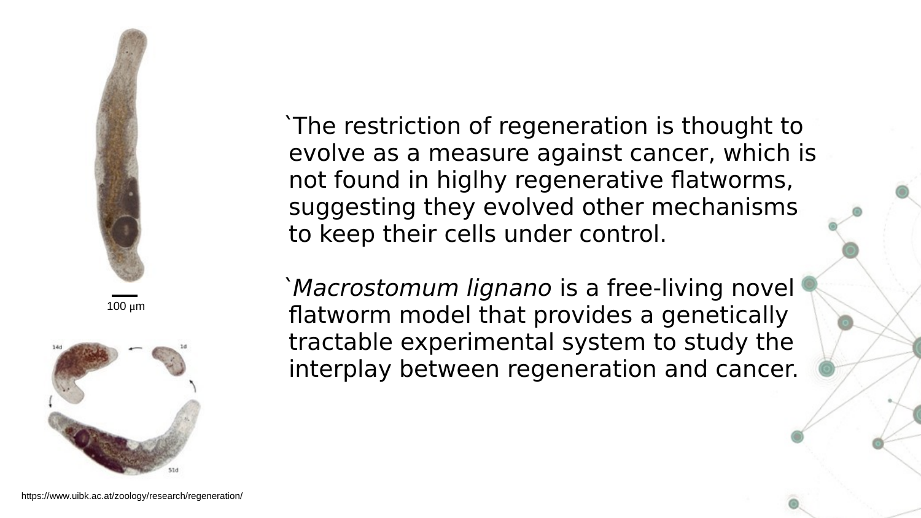`The restriction of regeneration is thought to evolve as a measure against cancer, which is not found in higlhy regenerative flatworms, suggesting they evolved other mechanisms to keep their cells under control.

`*Macrostomum lignano* is a free-living novel flatworm model that provides a genetically tractable experimental system to study the interplay between regeneration and cancer.

100 μm

https://www.uibk.ac.at/zoology/research/regeneration/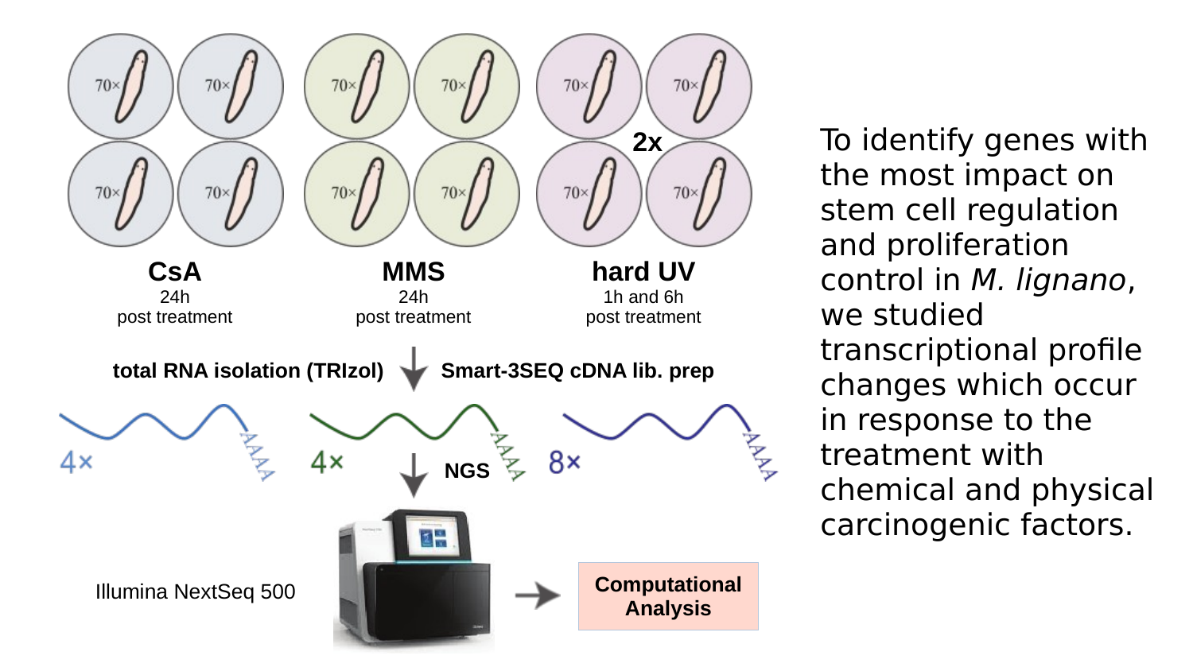CsA
24h
post treatment

MMS
24h
post treatment

hard UV
1h and 6h
post treatment

2x

70×

**total RNA isolation (TRIzol)** **Smart-3SEQ cDNA lib. prep**

4× 4× 8×

**NGS**

Illumina NextSeq 500

**Computational Analysis**

To identify genes with the most impact on stem cell regulation and proliferation control in *M. lignano*, we studied transcriptional profile changes which occur in response to the treatment with chemical and physical carcinogenic factors.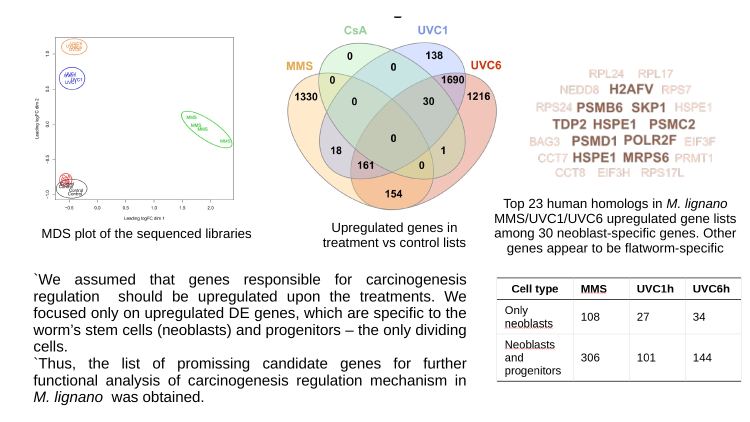Leading logFC dim 2

1.0
0.5
0.0
-0.5
-1.0

UVC6
UVC6
UVC6
UVC1
UVC1
UVC1
MMS
MMS
MMS
MMS
CsA
CsA
CsA
Control
Control
Control

-0.5
0.0
0.5
1.0
1.5
2.0

Leading logFC dim 1

MDS plot of the sequenced libraries

CsA
UVC1
MMS
UVC6
0
138
0
0
1690
1330
0
30
1216
0
18
1
161
0
154

Upregulated genes in treatment vs control lists

RPL24 RPL17
NEDD8 H2AFV RPS7
RPS24 PSMB6 SKP1 HSPE1
TDP2 HSPE1 PSMC2
BAG3 PSMD1 POLR2F EIF3F
CCT7 HSPE1 MRPS6 PRMT1
CCT8 EIF3H RPS17L

Top 23 human homologs in *M. lignano* MMS/UVC1/UVC6 upregulated gene lists among 30 neoblast-specific genes. Other genes appear to be flatworm-specific

`We assumed that genes responsible for carcinogenesis regulation should be upregulated upon the treatments. We focused only on upregulated DE genes, which are specific to the worm's stem cells (neoblasts) and progenitors – the only dividing cells.

`Thus, the list of promissing candidate genes for further functional analysis of carcinogenesis regulation mechanism in *M. lignano* was obtained.

| Cell type | MMS | UVC1h | UVC6h |
|---|---|---|---|
| Only neoblasts | 108 | 27 | 34 |
| Neoblasts and progenitors | 306 | 101 | 144 |